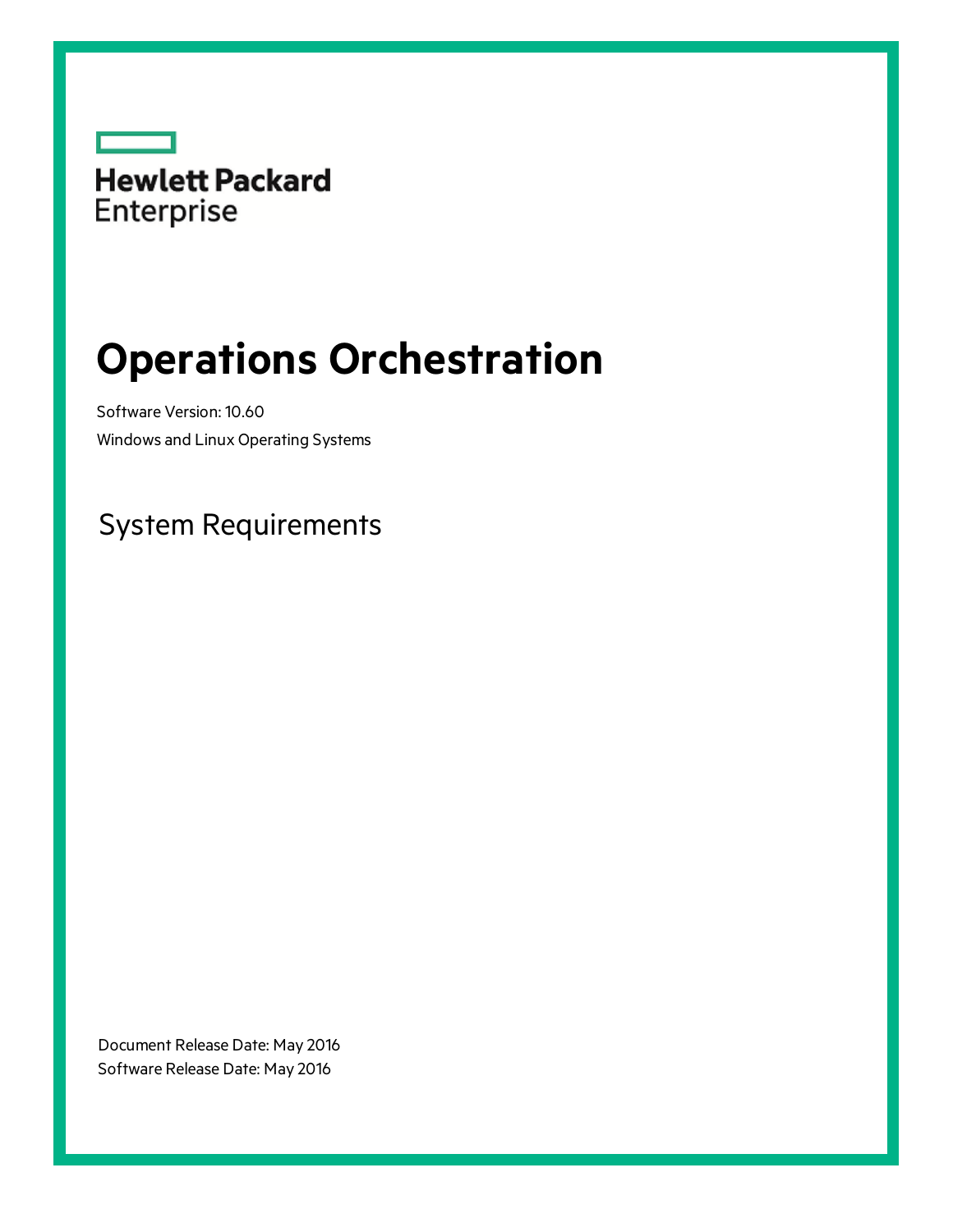Hewlett Packard Enterprise

# Operations Orchestration

Software Version: 10.60

Windows and Linux Operating Systems

## System Requirements

Document Release Date: May 2016

Software Release Date: May 2016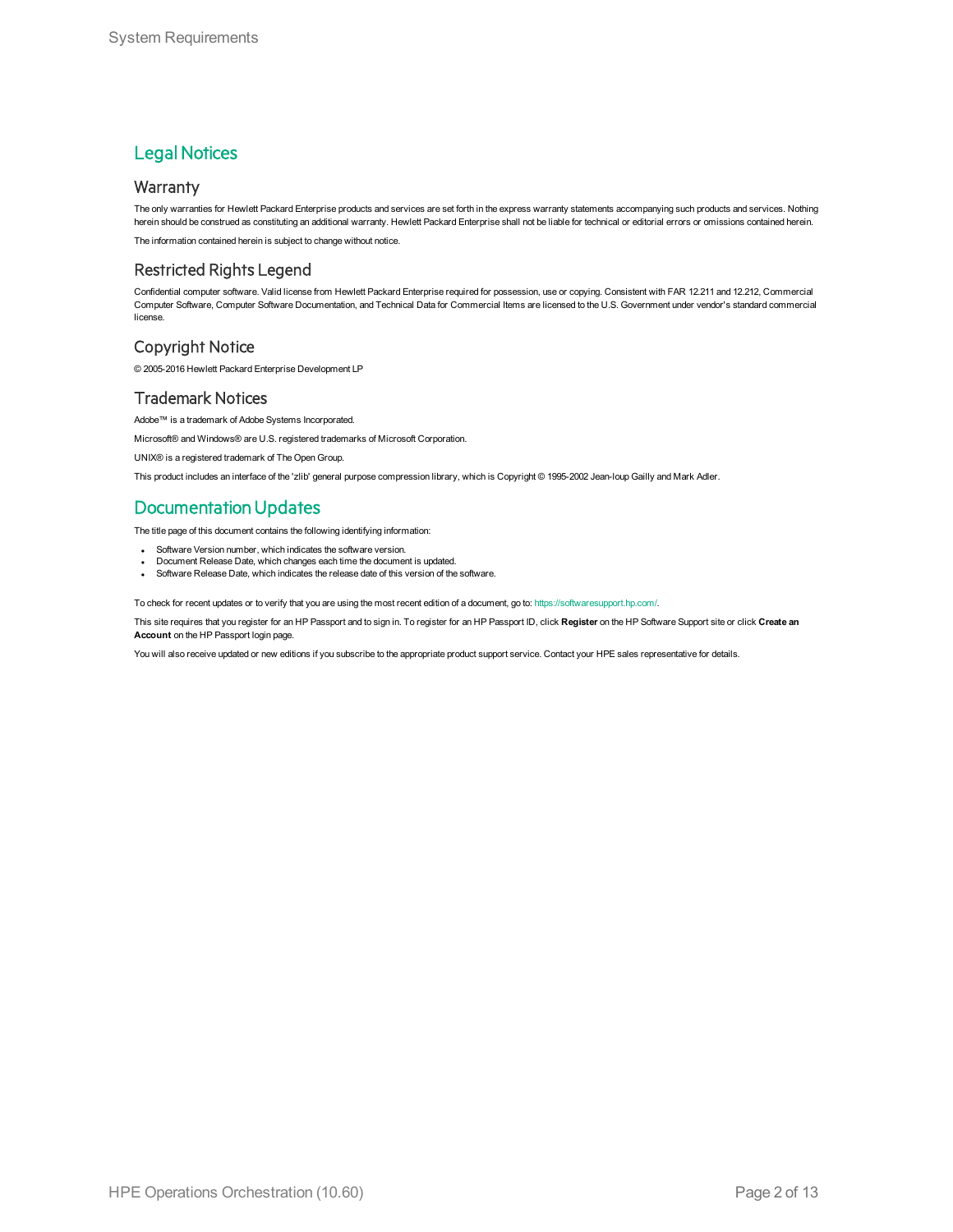# Legal Notices

## Warranty

The only warranties for Hewlett Packard Enterprise products and services are set forth in the express warranty statements accompanying such products and services. Nothing herein should be construed as constituting an additional warranty. Hewlett Packard Enterprise shall not be liable for technical or editorial errors or omissions contained herein.

The information contained herein is subject to change without notice.

## Restricted Rights Legend

Confidential computer software. Valid license from Hewlett Packard Enterprise required for possession, use or copying. Consistent with FAR 12.211 and 12.212, Commercial Computer Software, Computer Software Documentation, and Technical Data for Commercial Items are licensed to the U.S. Government under vendor's standard commercial license.

## Copyright Notice

© 2005-2016 Hewlett Packard Enterprise Development LP

## Trademark Notices

Adobe™ is a trademark of Adobe Systems Incorporated.

Microsoft® and Windows® are U.S. registered trademarks of Microsoft Corporation.

UNIX® is a registered trademark of The Open Group.

This product includes an interface of the 'zlib' general purpose compression library, which is Copyright © 1995-2002 Jean-loup Gailly and Mark Adler.

# Documentation Updates

The title page of this document contains the following identifying information:

- Software Version number, which indicates the software version.
- Document Release Date, which changes each time the document is updated.
- Software Release Date, which indicates the release date of this version of the software.

To check for recent updates or to verify that you are using the most recent edition of a document, go to: https://softwaresupport.hp.com/.

This site requires that you register for an HP Passport and to sign in. To register for an HP Passport ID, click **Register** on the HP Software Support site or click **Create an Account** on the HP Passport login page.

You will also receive updated or new editions if you subscribe to the appropriate product support service. Contact your HPE sales representative for details.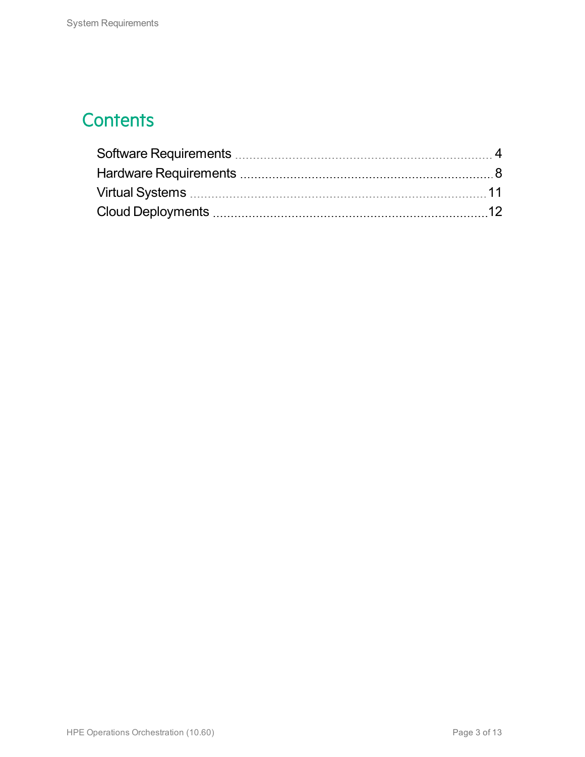# Contents

Software Requirements ........................................................................ 4
Hardware Requirements ........................................................................ 8
Virtual Systems ........................................................................ 11
Cloud Deployments ........................................................................ 12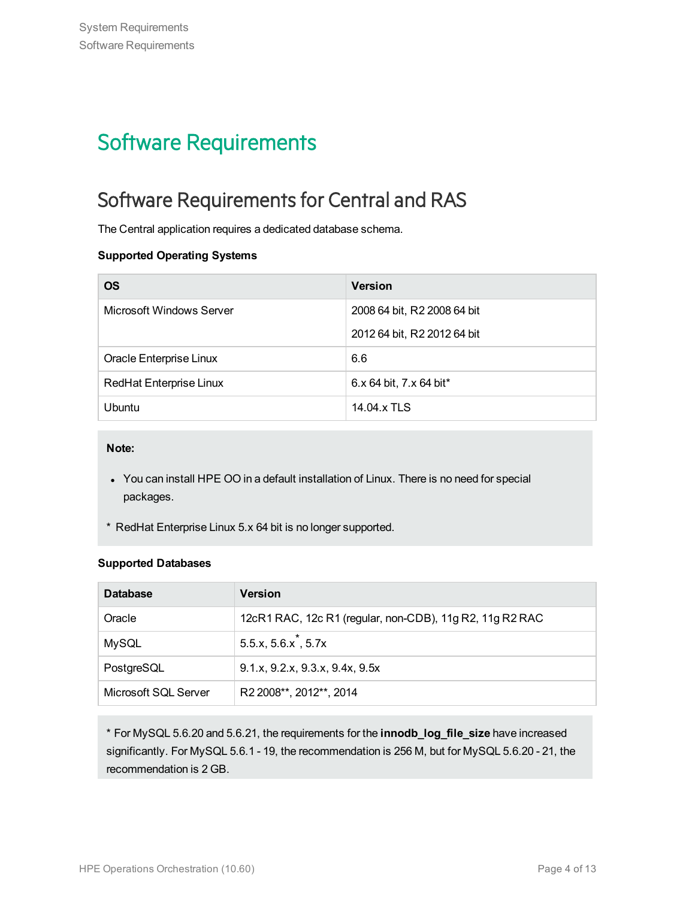# Software Requirements

## Software Requirements for Central and RAS

The Central application requires a dedicated database schema.

**Supported Operating Systems**

| OS | Version |
| --- | --- |
| Microsoft Windows Server | 2008 64 bit, R2 2008 64 bit<br>2012 64 bit, R2 2012 64 bit |
| Oracle Enterprise Linux | 6.6 |
| RedHat Enterprise Linux | 6.x 64 bit, 7.x 64 bit* |
| Ubuntu | 14.04.x TLS |

> **Note:**
>
> - You can install HPE OO in a default installation of Linux. There is no need for special packages.
>
> \* RedHat Enterprise Linux 5.x 64 bit is no longer supported.

**Supported Databases**

| Database | Version |
| --- | --- |
| Oracle | 12cR1 RAC, 12c R1 (regular, non-CDB), 11g R2, 11g R2 RAC |
| MySQL | 5.5.x, 5.6.x*, 5.7x |
| PostgreSQL | 9.1.x, 9.2.x, 9.3.x, 9.4x, 9.5x |
| Microsoft SQL Server | R2 2008**, 2012**, 2014 |

> \* For MySQL 5.6.20 and 5.6.21, the requirements for the **innodb_log_file_size** have increased significantly. For MySQL 5.6.1 - 19, the recommendation is 256 M, but for MySQL 5.6.20 - 21, the recommendation is 2 GB.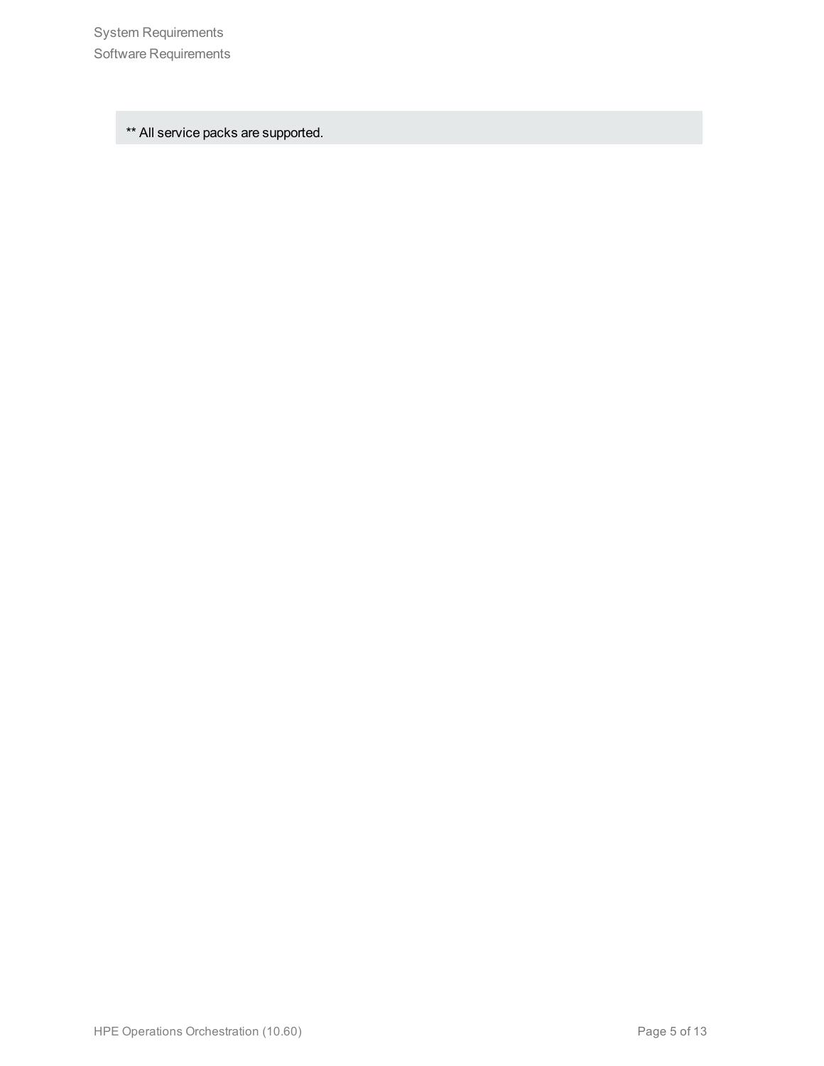** All service packs are supported.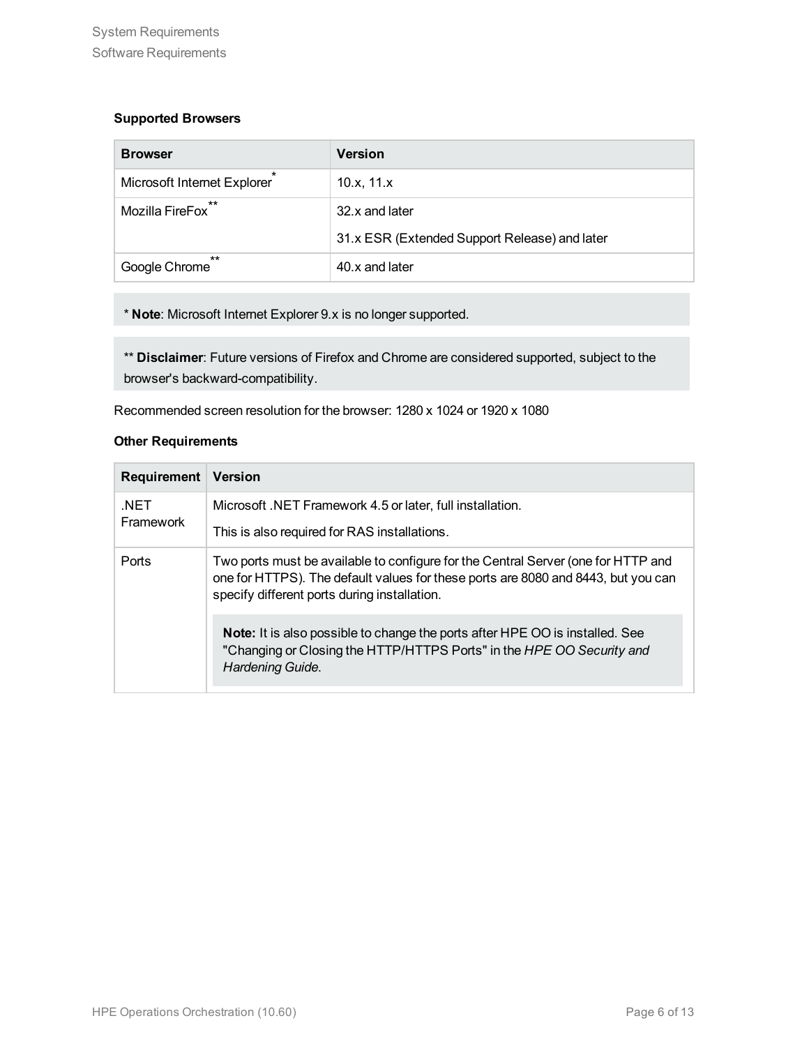**Supported Browsers**

| Browser | Version |
| --- | --- |
| Microsoft Internet Explorer* | 10.x, 11.x |
| Mozilla FireFox** | 32.x and later<br>31.x ESR (Extended Support Release) and later |
| Google Chrome** | 40.x and later |

> * **Note**: Microsoft Internet Explorer 9.x is no longer supported.

> ** **Disclaimer**: Future versions of Firefox and Chrome are considered supported, subject to the browser's backward-compatibility.

Recommended screen resolution for the browser: 1280 x 1024 or 1920 x 1080

**Other Requirements**

| Requirement | Version |
| --- | --- |
| .NET Framework | Microsoft .NET Framework 4.5 or later, full installation.<br>This is also required for RAS installations. |
| Ports | Two ports must be available to configure for the Central Server (one for HTTP and one for HTTPS). The default values for these ports are 8080 and 8443, but you can specify different ports during installation.<br>**Note:** It is also possible to change the ports after HPE OO is installed. See "Changing or Closing the HTTP/HTTPS Ports" in the *HPE OO Security and Hardening Guide*. |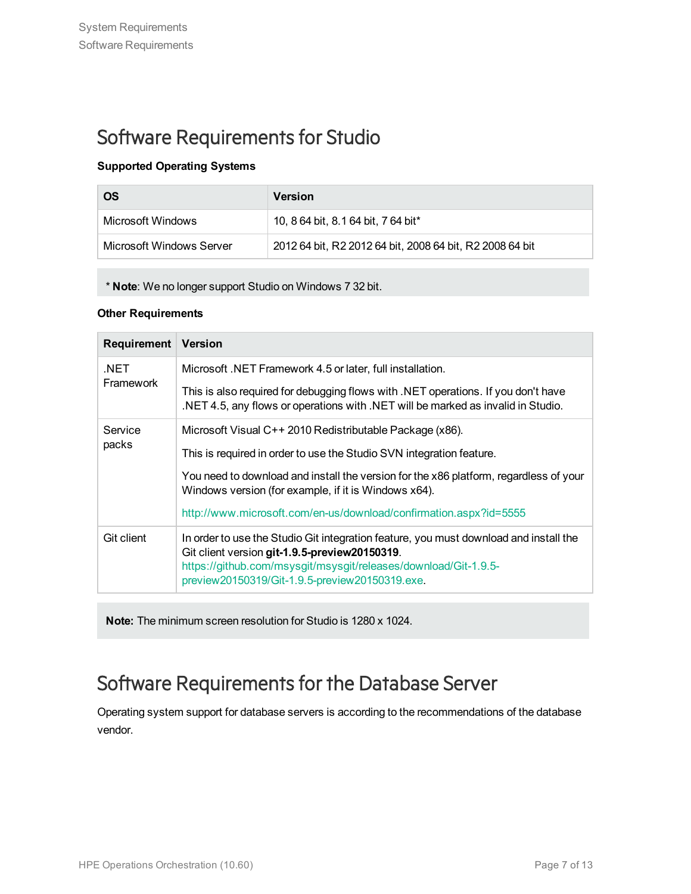# Software Requirements for Studio

**Supported Operating Systems**

| OS | Version |
|---|---|
| Microsoft Windows | 10, 8 64 bit, 8.1 64 bit, 7 64 bit* |
| Microsoft Windows Server | 2012 64 bit, R2 2012 64 bit, 2008 64 bit, R2 2008 64 bit |

* **Note**: We no longer support Studio on Windows 7 32 bit.

**Other Requirements**

| Requirement | Version |
|---|---|
| .NET Framework | Microsoft .NET Framework 4.5 or later, full installation.<br><br>This is also required for debugging flows with .NET operations. If you don't have .NET 4.5, any flows or operations with .NET will be marked as invalid in Studio. |
| Service packs | Microsoft Visual C++ 2010 Redistributable Package (x86).<br><br>This is required in order to use the Studio SVN integration feature.<br><br>You need to download and install the version for the x86 platform, regardless of your Windows version (for example, if it is Windows x64).<br><br>http://www.microsoft.com/en-us/download/confirmation.aspx?id=5555 |
| Git client | In order to use the Studio Git integration feature, you must download and install the Git client version **git-1.9.5-preview20150319**. https://github.com/msysgit/msysgit/releases/download/Git-1.9.5-preview20150319/Git-1.9.5-preview20150319.exe. |

**Note:** The minimum screen resolution for Studio is 1280 x 1024.

# Software Requirements for the Database Server

Operating system support for database servers is according to the recommendations of the database vendor.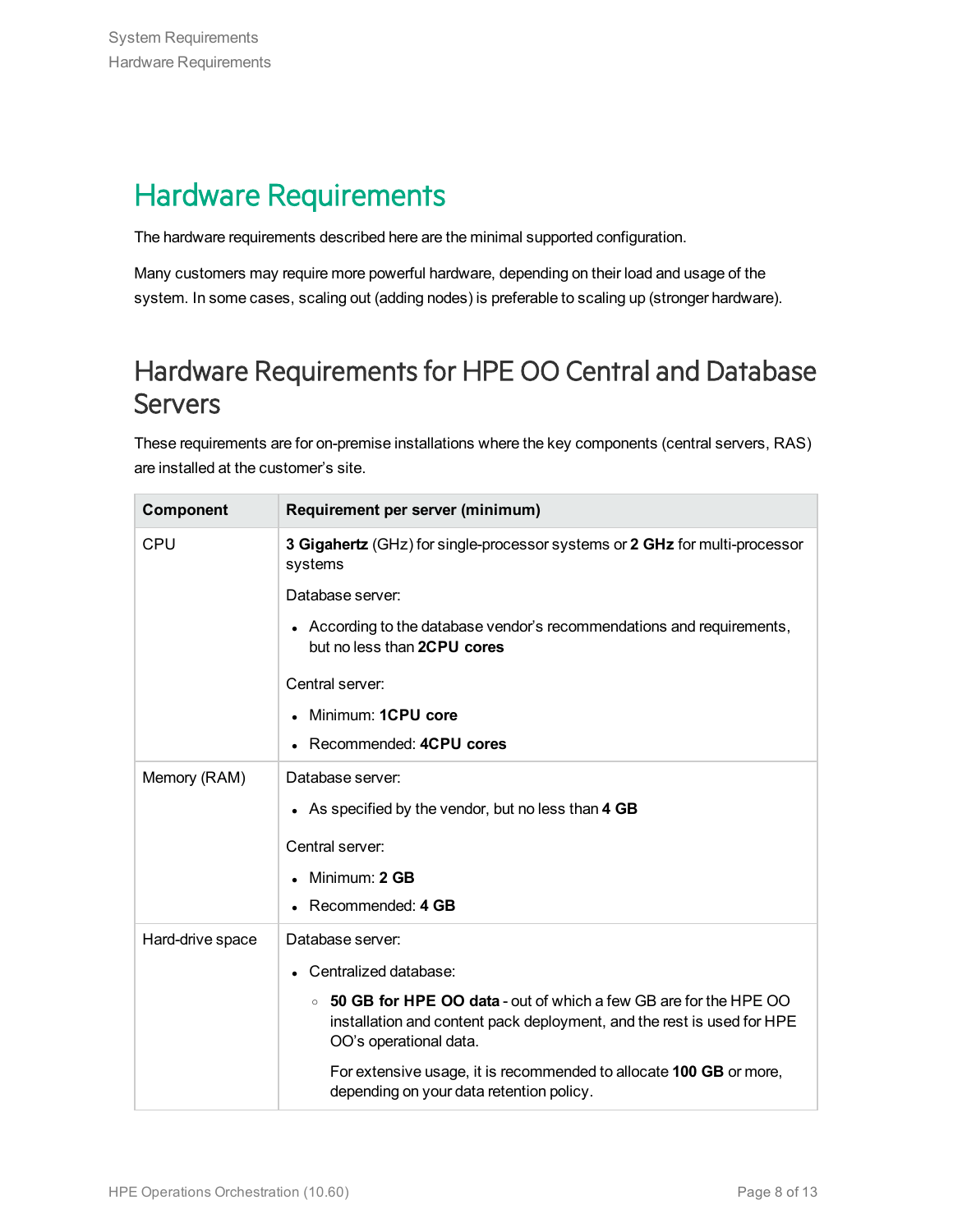# Hardware Requirements

The hardware requirements described here are the minimal supported configuration.

Many customers may require more powerful hardware, depending on their load and usage of the system. In some cases, scaling out (adding nodes) is preferable to scaling up (stronger hardware).

## Hardware Requirements for HPE OO Central and Database Servers

These requirements are for on-premise installations where the key components (central servers, RAS) are installed at the customer's site.

| Component | Requirement per server (minimum) |
| --- | --- |
| CPU | **3 Gigahertz** (GHz) for single-processor systems or **2 GHz** for multi-processor systems<br><br>Database server:<br>• According to the database vendor's recommendations and requirements, but no less than **2CPU cores**<br><br>Central server:<br>• Minimum: **1CPU core**<br>• Recommended: **4CPU cores** |
| Memory (RAM) | Database server:<br>• As specified by the vendor, but no less than **4 GB**<br><br>Central server:<br>• Minimum: **2 GB**<br>• Recommended: **4 GB** |
| Hard-drive space | Database server:<br>• Centralized database:<br>&nbsp;&nbsp;◦ **50 GB for HPE OO data** - out of which a few GB are for the HPE OO installation and content pack deployment, and the rest is used for HPE OO's operational data.<br>&nbsp;&nbsp;For extensive usage, it is recommended to allocate **100 GB** or more, depending on your data retention policy. |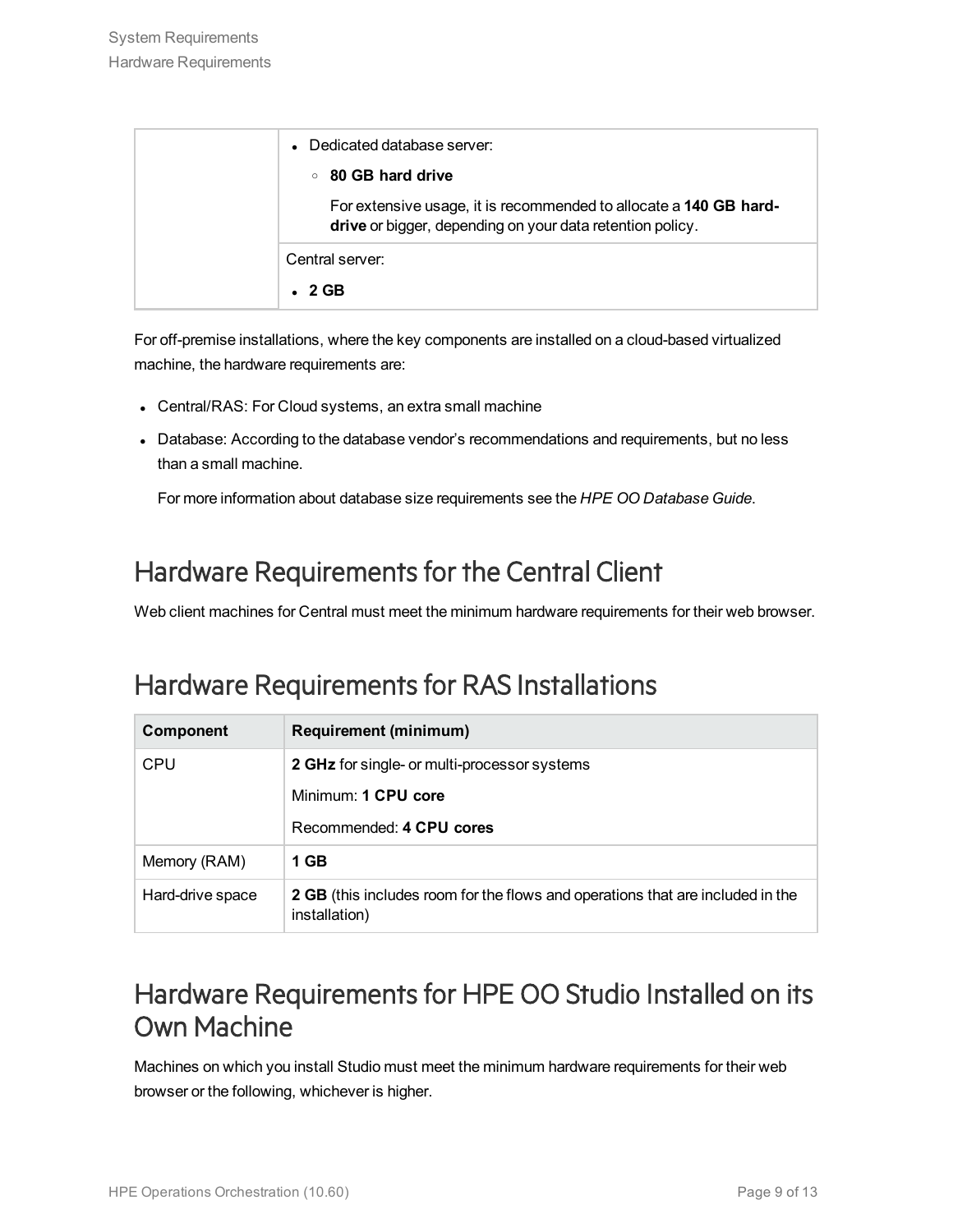| | |
|---|---|
| | • Dedicated database server:<br>◦ **80 GB hard drive**<br>For extensive usage, it is recommended to allocate a **140 GB hard-drive** or bigger, depending on your data retention policy. |
| | Central server:<br>• **2 GB** |

For off-premise installations, where the key components are installed on a cloud-based virtualized machine, the hardware requirements are:

- Central/RAS: For Cloud systems, an extra small machine
- Database: According to the database vendor's recommendations and requirements, but no less than a small machine.

  For more information about database size requirements see the *HPE OO Database Guide*.

## Hardware Requirements for the Central Client

Web client machines for Central must meet the minimum hardware requirements for their web browser.

## Hardware Requirements for RAS Installations

| Component | Requirement (minimum) |
|---|---|
| CPU | **2 GHz** for single- or multi-processor systems<br>Minimum: **1 CPU core**<br>Recommended: **4 CPU cores** |
| Memory (RAM) | **1 GB** |
| Hard-drive space | **2 GB** (this includes room for the flows and operations that are included in the installation) |

## Hardware Requirements for HPE OO Studio Installed on its Own Machine

Machines on which you install Studio must meet the minimum hardware requirements for their web browser or the following, whichever is higher.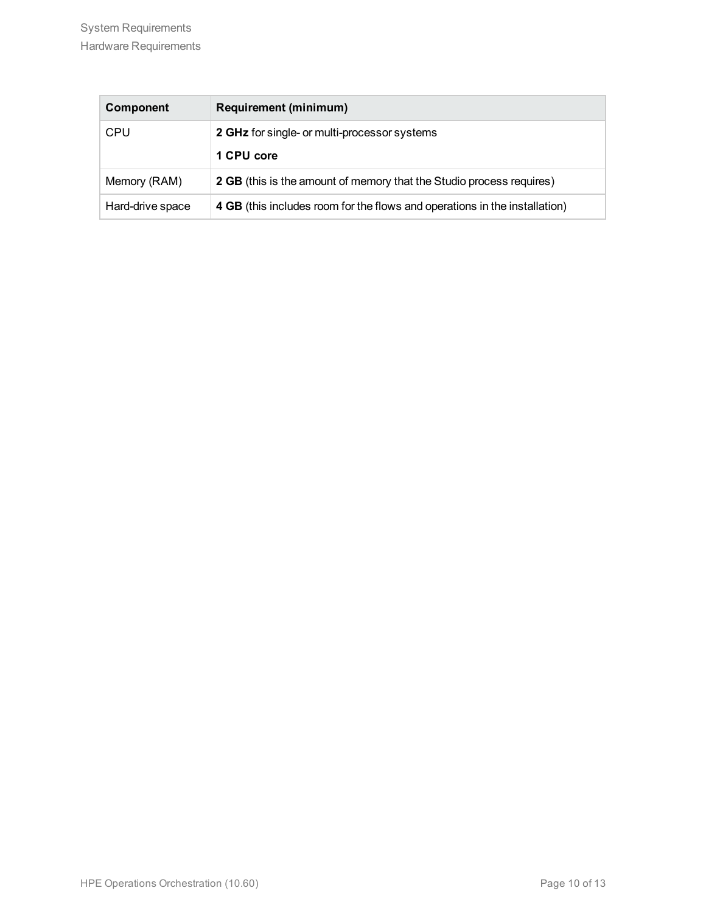| Component | Requirement (minimum) |
| --- | --- |
| CPU | **2 GHz** for single- or multi-processor systems<br>**1 CPU core** |
| Memory (RAM) | **2 GB** (this is the amount of memory that the Studio process requires) |
| Hard-drive space | **4 GB** (this includes room for the flows and operations in the installation) |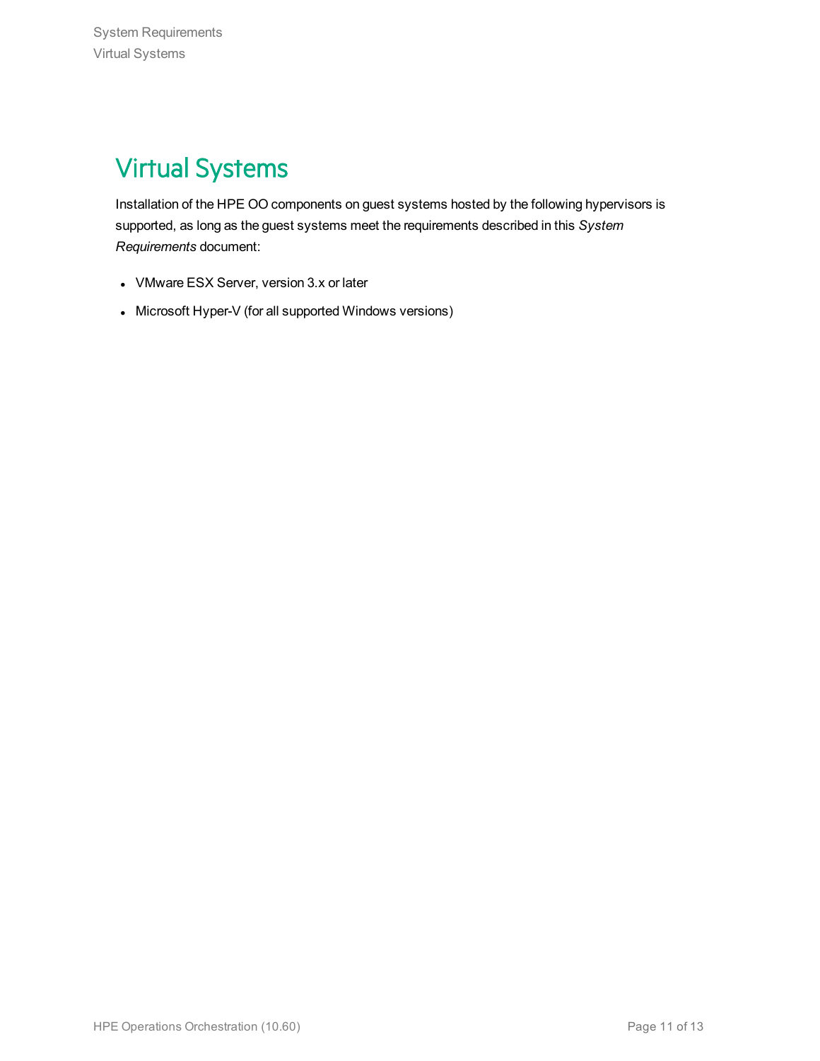# Virtual Systems

Installation of the HPE OO components on guest systems hosted by the following hypervisors is supported, as long as the guest systems meet the requirements described in this *System Requirements* document:

- VMware ESX Server, version 3.x or later
- Microsoft Hyper-V (for all supported Windows versions)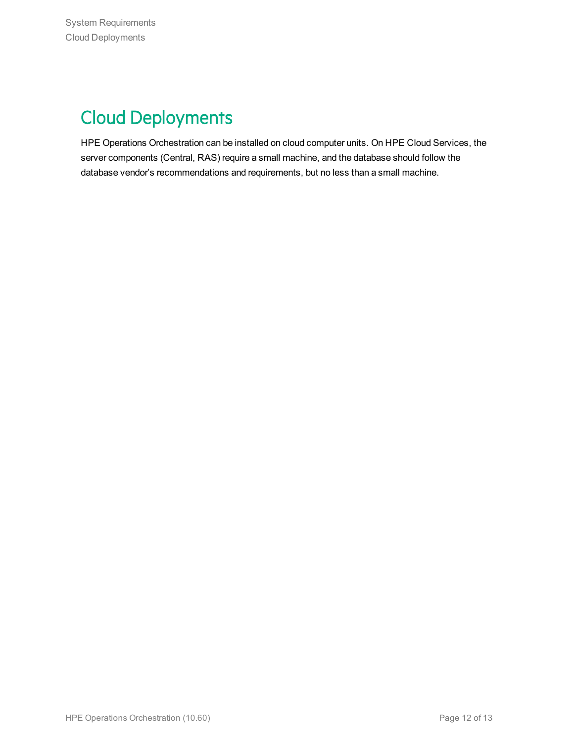# Cloud Deployments

HPE Operations Orchestration can be installed on cloud computer units. On HPE Cloud Services, the server components (Central, RAS) require a small machine, and the database should follow the database vendor’s recommendations and requirements, but no less than a small machine.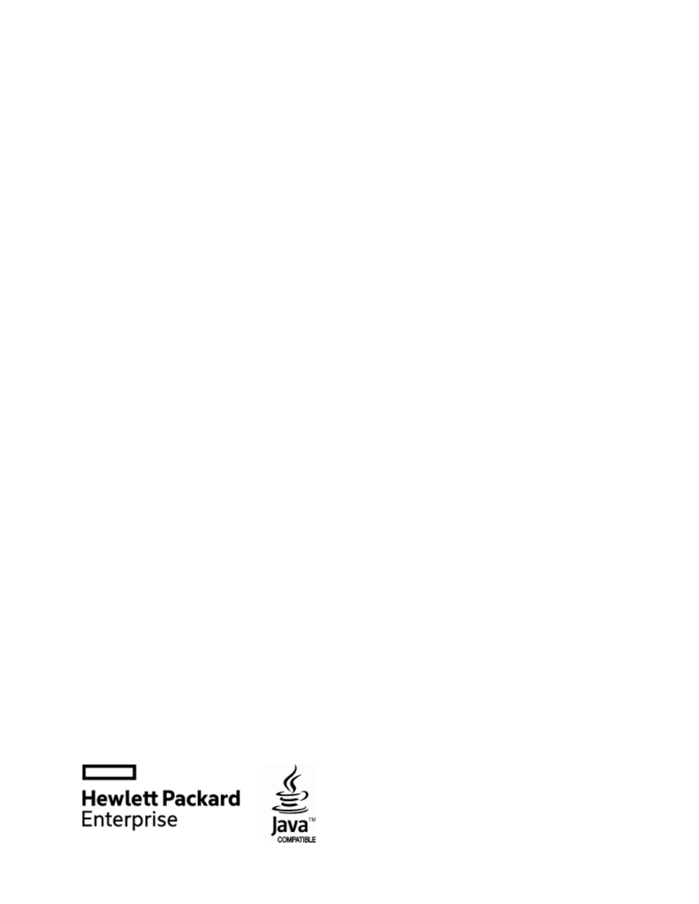Hewlett Packard
Enterprise

Java™
COMPATIBLE